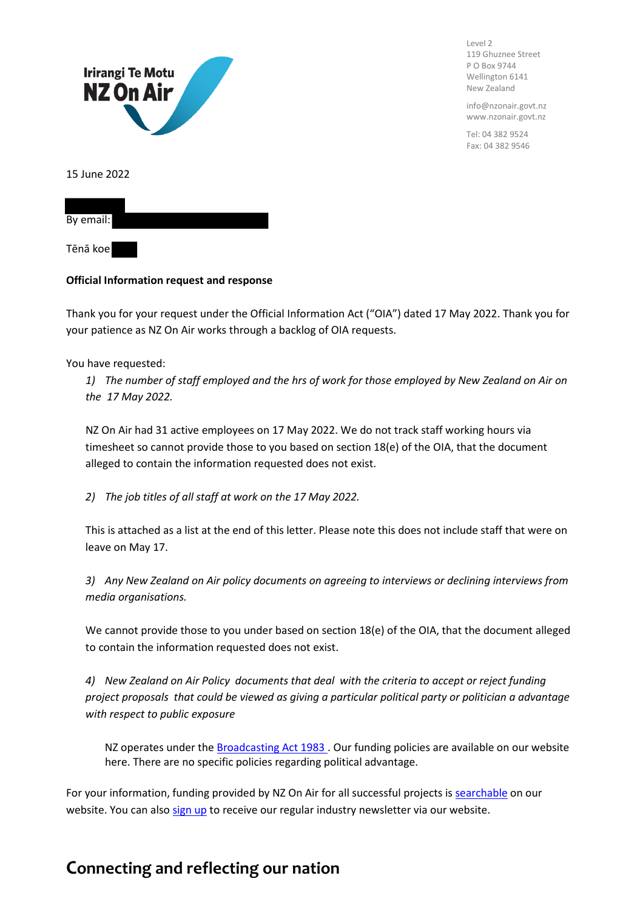Irirangi Te Motu
NZ On Air

Level 2
119 Ghuznee Street
P O Box 9744
Wellington 6141
New Zealand

info@nzonair.govt.nz
www.nzonair.govt.nz

Tel: 04 382 9524
Fax: 04 382 9546

15 June 2022

By email:

Tēnā koe

**Official Information request and response**

Thank you for your request under the Official Information Act ("OIA") dated 17 May 2022. Thank you for your patience as NZ On Air works through a backlog of OIA requests.

You have requested:

1) *The number of staff employed and the hrs of work for those employed by New Zealand on Air on the 17 May 2022.*

NZ On Air had 31 active employees on 17 May 2022. We do not track staff working hours via timesheet so cannot provide those to you based on section 18(e) of the OIA, that the document alleged to contain the information requested does not exist.

2) *The job titles of all staff at work on the 17 May 2022.*

This is attached as a list at the end of this letter. Please note this does not include staff that were on leave on May 17.

3) *Any New Zealand on Air policy documents on agreeing to interviews or declining interviews from media organisations.*

We cannot provide those to you under based on section 18(e) of the OIA, that the document alleged to contain the information requested does not exist.

4) *New Zealand on Air Policy documents that deal with the criteria to accept or reject funding project proposals that could be viewed as giving a particular political party or politician a advantage with respect to public exposure*

NZ operates under the [Broadcasting Act 1983](). Our funding policies are available on our website here. There are no specific policies regarding political advantage.

For your information, funding provided by NZ On Air for all successful projects is [searchable]() on our website. You can also [sign up]() to receive our regular industry newsletter via our website.

## Connecting and reflecting our nation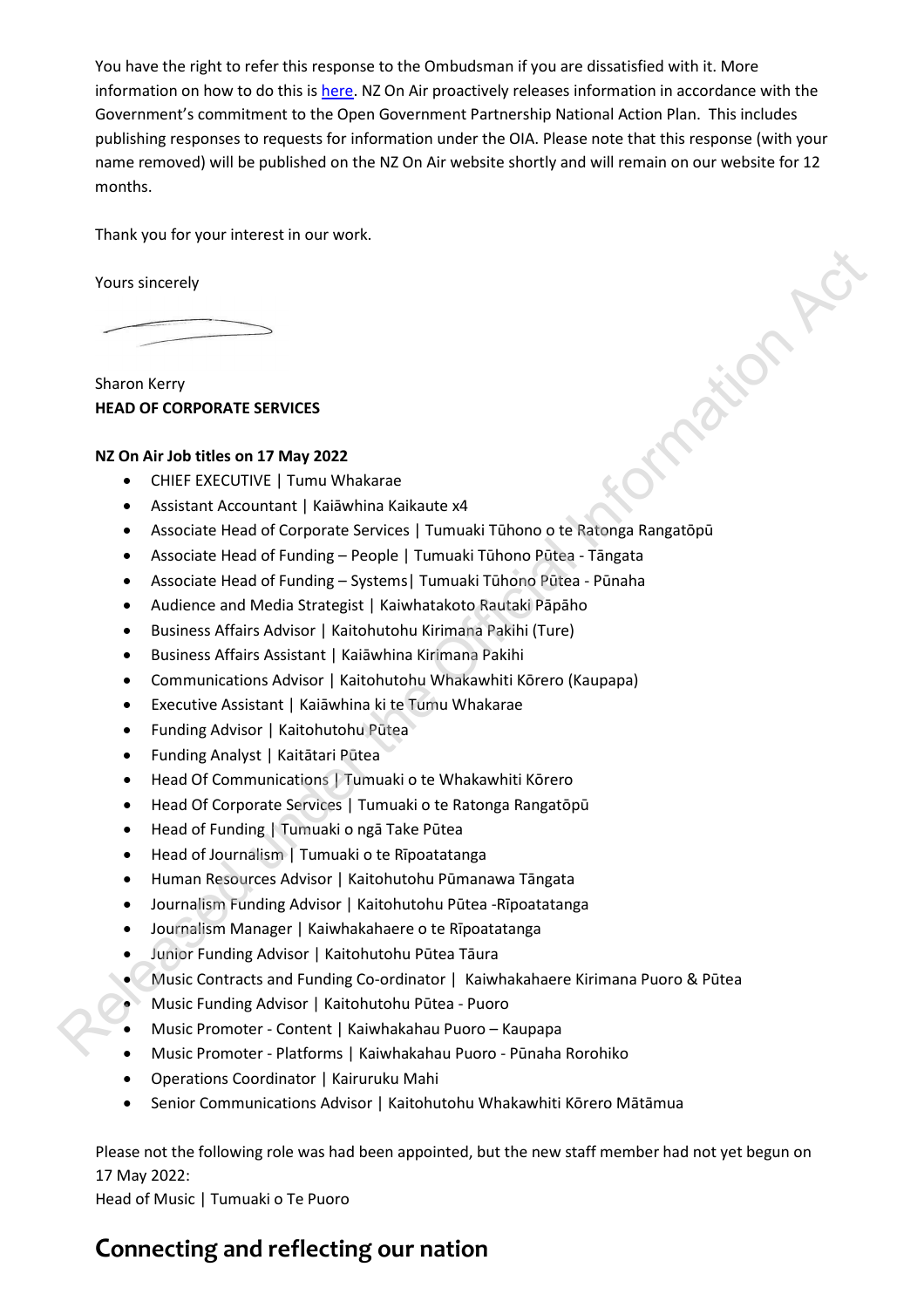You have the right to refer this response to the Ombudsman if you are dissatisfied with it. More information on how to do this is here. NZ On Air proactively releases information in accordance with the Government's commitment to the Open Government Partnership National Action Plan. This includes publishing responses to requests for information under the OIA. Please note that this response (with your name removed) will be published on the NZ On Air website shortly and will remain on our website for 12 months.

Thank you for your interest in our work.

Yours sincerely

Sharon Kerry
**HEAD OF CORPORATE SERVICES**

**NZ On Air Job titles on 17 May 2022**

- CHIEF EXECUTIVE | Tumu Whakarae
- Assistant Accountant | Kaiāwhina Kaikaute x4
- Associate Head of Corporate Services | Tumuaki Tūhono o te Ratonga Rangatōpū
- Associate Head of Funding – People | Tumuaki Tūhono Pūtea - Tāngata
- Associate Head of Funding – Systems| Tumuaki Tūhono Pūtea - Pūnaha
- Audience and Media Strategist | Kaiwhatakoto Rautaki Pāpāho
- Business Affairs Advisor | Kaitohutohu Kirimana Pakihi (Ture)
- Business Affairs Assistant | Kaiāwhina Kirimana Pakihi
- Communications Advisor | Kaitohutohu Whakawhiti Kōrero (Kaupapa)
- Executive Assistant | Kaiāwhina ki te Tumu Whakarae
- Funding Advisor | Kaitohutohu Pūtea
- Funding Analyst | Kaitātari Pūtea
- Head Of Communications | Tumuaki o te Whakawhiti Kōrero
- Head Of Corporate Services | Tumuaki o te Ratonga Rangatōpū
- Head of Funding | Tumuaki o ngā Take Pūtea
- Head of Journalism | Tumuaki o te Rīpoatatanga
- Human Resources Advisor | Kaitohutohu Pūmanawa Tāngata
- Journalism Funding Advisor | Kaitohutohu Pūtea -Rīpoatatanga
- Journalism Manager | Kaiwhakahaere o te Rīpoatatanga
- Junior Funding Advisor | Kaitohutohu Pūtea Tāura
- Music Contracts and Funding Co-ordinator | Kaiwhakahaere Kirimana Puoro & Pūtea
- Music Funding Advisor | Kaitohutohu Pūtea - Puoro
- Music Promoter - Content | Kaiwhakahau Puoro – Kaupapa
- Music Promoter - Platforms | Kaiwhakahau Puoro - Pūnaha Rorohiko
- Operations Coordinator | Kairuruku Mahi
- Senior Communications Advisor | Kaitohutohu Whakawhiti Kōrero Mātāmua

Please not the following role was had been appointed, but the new staff member had not yet begun on 17 May 2022:
Head of Music | Tumuaki o Te Puoro

## Connecting and reflecting our nation